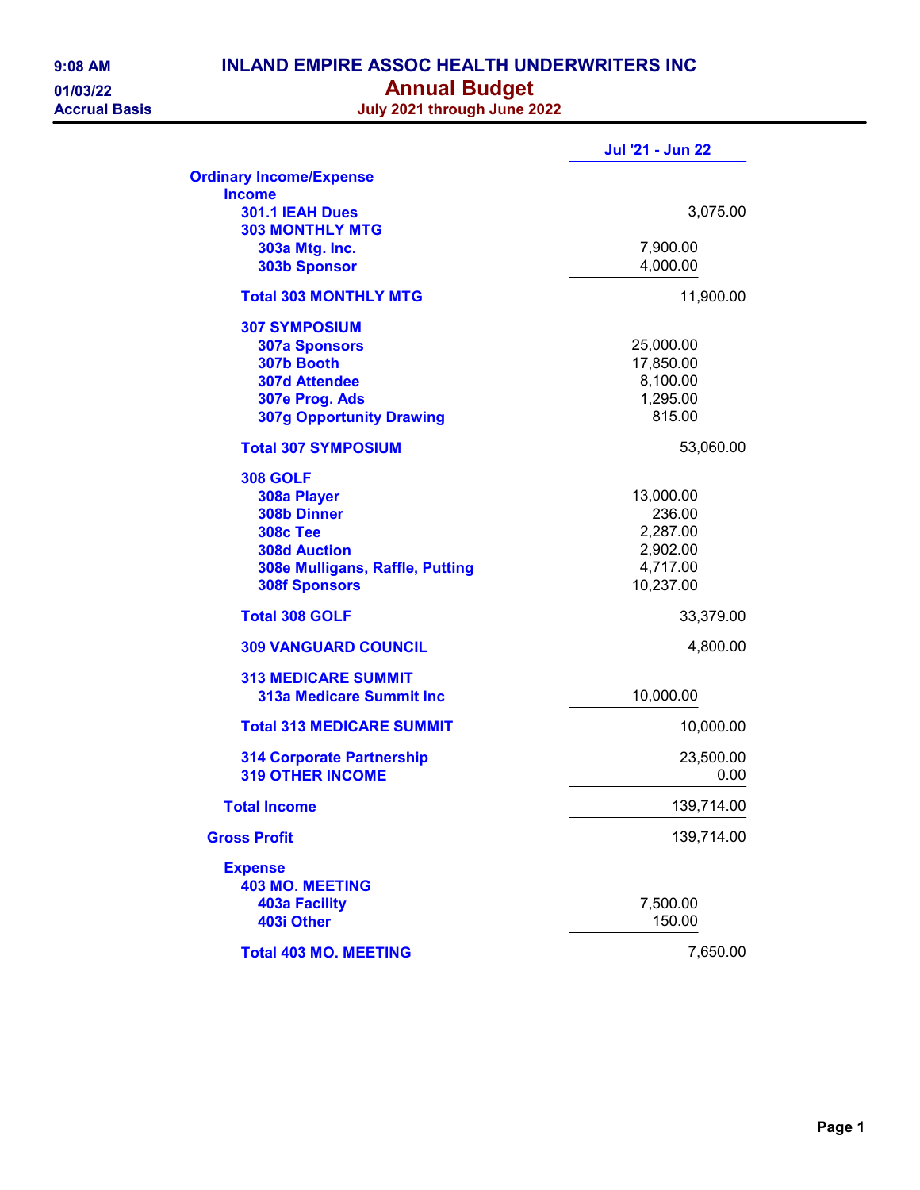9:08 AM
01/03/22
Accrual Basis

# INLAND EMPIRE ASSOC HEALTH UNDERWRITERS INC

## Annual Budget

### July 2021 through June 2022

| | | Jul '21 - Jun 22 |
|---|---|---|
| **Ordinary Income/Expense** | | |
| **Income** | | |
| **301.1 IEAH Dues** | | 3,075.00 |
| **303 MONTHLY MTG** | | |
| **303a Mtg. Inc.** | 7,900.00 | |
| **303b Sponsor** | 4,000.00 | |
| **Total 303 MONTHLY MTG** | | 11,900.00 |
| **307 SYMPOSIUM** | | |
| **307a Sponsors** | 25,000.00 | |
| **307b Booth** | 17,850.00 | |
| **307d Attendee** | 8,100.00 | |
| **307e Prog. Ads** | 1,295.00 | |
| **307g Opportunity Drawing** | 815.00 | |
| **Total 307 SYMPOSIUM** | | 53,060.00 |
| **308 GOLF** | | |
| **308a Player** | 13,000.00 | |
| **308b Dinner** | 236.00 | |
| **308c Tee** | 2,287.00 | |
| **308d Auction** | 2,902.00 | |
| **308e Mulligans, Raffle, Putting** | 4,717.00 | |
| **308f Sponsors** | 10,237.00 | |
| **Total 308 GOLF** | | 33,379.00 |
| **309 VANGUARD COUNCIL** | | 4,800.00 |
| **313 MEDICARE SUMMIT** | | |
| **313a Medicare Summit Inc** | 10,000.00 | |
| **Total 313 MEDICARE SUMMIT** | | 10,000.00 |
| **314 Corporate Partnership** | | 23,500.00 |
| **319 OTHER INCOME** | | 0.00 |
| **Total Income** | | 139,714.00 |
| **Gross Profit** | | 139,714.00 |
| **Expense** | | |
| **403 MO. MEETING** | | |
| **403a Facility** | 7,500.00 | |
| **403i Other** | 150.00 | |
| **Total 403 MO. MEETING** | | 7,650.00 |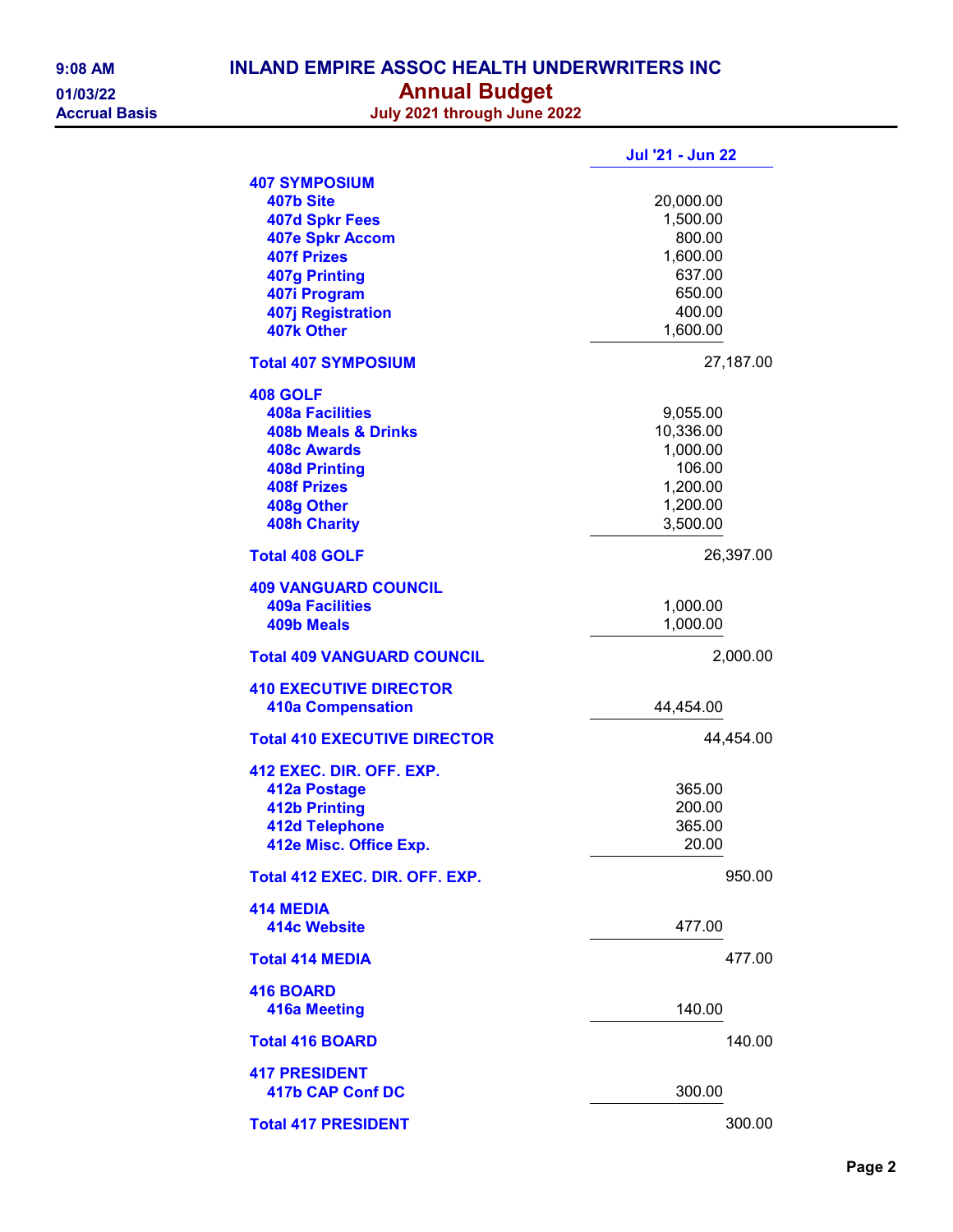# INLAND EMPIRE ASSOC HEALTH UNDERWRITERS INC

## Annual Budget

### July 2021 through June 2022

9:08 AM
01/03/22
Accrual Basis

| | Jul '21 - Jun 22 | |
|---|---|---|
| **407 SYMPOSIUM** | | |
| **407b Site** | 20,000.00 | |
| **407d Spkr Fees** | 1,500.00 | |
| **407e Spkr Accom** | 800.00 | |
| **407f Prizes** | 1,600.00 | |
| **407g Printing** | 637.00 | |
| **407i Program** | 650.00 | |
| **407j Registration** | 400.00 | |
| **407k Other** | 1,600.00 | |
| **Total 407 SYMPOSIUM** | | 27,187.00 |
| **408 GOLF** | | |
| **408a Facilities** | 9,055.00 | |
| **408b Meals & Drinks** | 10,336.00 | |
| **408c Awards** | 1,000.00 | |
| **408d Printing** | 106.00 | |
| **408f Prizes** | 1,200.00 | |
| **408g Other** | 1,200.00 | |
| **408h Charity** | 3,500.00 | |
| **Total 408 GOLF** | | 26,397.00 |
| **409 VANGUARD COUNCIL** | | |
| **409a Facilities** | 1,000.00 | |
| **409b Meals** | 1,000.00 | |
| **Total 409 VANGUARD COUNCIL** | | 2,000.00 |
| **410 EXECUTIVE DIRECTOR** | | |
| **410a Compensation** | 44,454.00 | |
| **Total 410 EXECUTIVE DIRECTOR** | | 44,454.00 |
| **412 EXEC. DIR. OFF. EXP.** | | |
| **412a Postage** | 365.00 | |
| **412b Printing** | 200.00 | |
| **412d Telephone** | 365.00 | |
| **412e Misc. Office Exp.** | 20.00 | |
| **Total 412 EXEC. DIR. OFF. EXP.** | | 950.00 |
| **414 MEDIA** | | |
| **414c Website** | 477.00 | |
| **Total 414 MEDIA** | | 477.00 |
| **416 BOARD** | | |
| **416a Meeting** | 140.00 | |
| **Total 416 BOARD** | | 140.00 |
| **417 PRESIDENT** | | |
| **417b CAP Conf DC** | 300.00 | |
| **Total 417 PRESIDENT** | | 300.00 |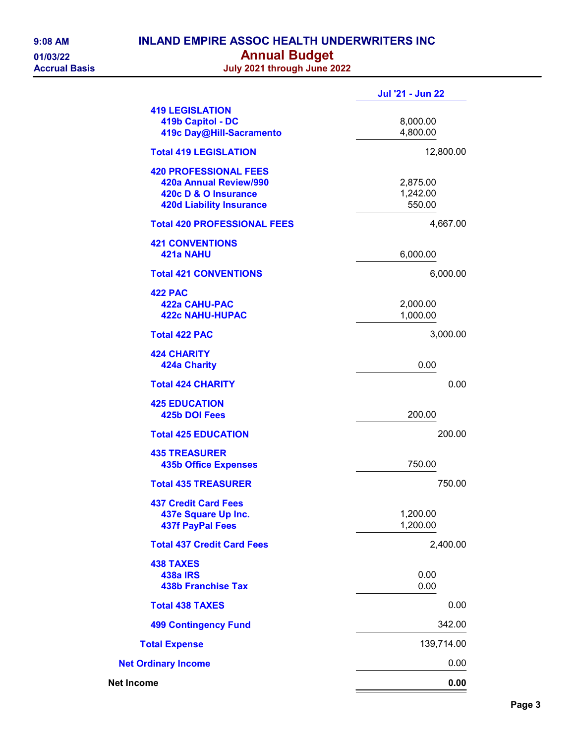**9:08 AM**
**01/03/22**
**Accrual Basis**

# INLAND EMPIRE ASSOC HEALTH UNDERWRITERS INC
## Annual Budget
### July 2021 through June 2022

| | | Jul '21 - Jun 22 |
|---|---|---|
| **419 LEGISLATION** | | |
| **419b Capitol - DC** | 8,000.00 | |
| **419c Day@Hill-Sacramento** | 4,800.00 | |
| **Total 419 LEGISLATION** | | 12,800.00 |
| **420 PROFESSIONAL FEES** | | |
| **420a Annual Review/990** | 2,875.00 | |
| **420c D & O Insurance** | 1,242.00 | |
| **420d Liability Insurance** | 550.00 | |
| **Total 420 PROFESSIONAL FEES** | | 4,667.00 |
| **421 CONVENTIONS** | | |
| **421a NAHU** | 6,000.00 | |
| **Total 421 CONVENTIONS** | | 6,000.00 |
| **422 PAC** | | |
| **422a CAHU-PAC** | 2,000.00 | |
| **422c NAHU-HUPAC** | 1,000.00 | |
| **Total 422 PAC** | | 3,000.00 |
| **424 CHARITY** | | |
| **424a Charity** | 0.00 | |
| **Total 424 CHARITY** | | 0.00 |
| **425 EDUCATION** | | |
| **425b DOI Fees** | 200.00 | |
| **Total 425 EDUCATION** | | 200.00 |
| **435 TREASURER** | | |
| **435b Office Expenses** | 750.00 | |
| **Total 435 TREASURER** | | 750.00 |
| **437 Credit Card Fees** | | |
| **437e Square Up Inc.** | 1,200.00 | |
| **437f PayPal Fees** | 1,200.00 | |
| **Total 437 Credit Card Fees** | | 2,400.00 |
| **438 TAXES** | | |
| **438a IRS** | 0.00 | |
| **438b Franchise Tax** | 0.00 | |
| **Total 438 TAXES** | | 0.00 |
| **499 Contingency Fund** | | 342.00 |
| **Total Expense** | | 139,714.00 |
| **Net Ordinary Income** | | 0.00 |
| **Net Income** | | **0.00** |